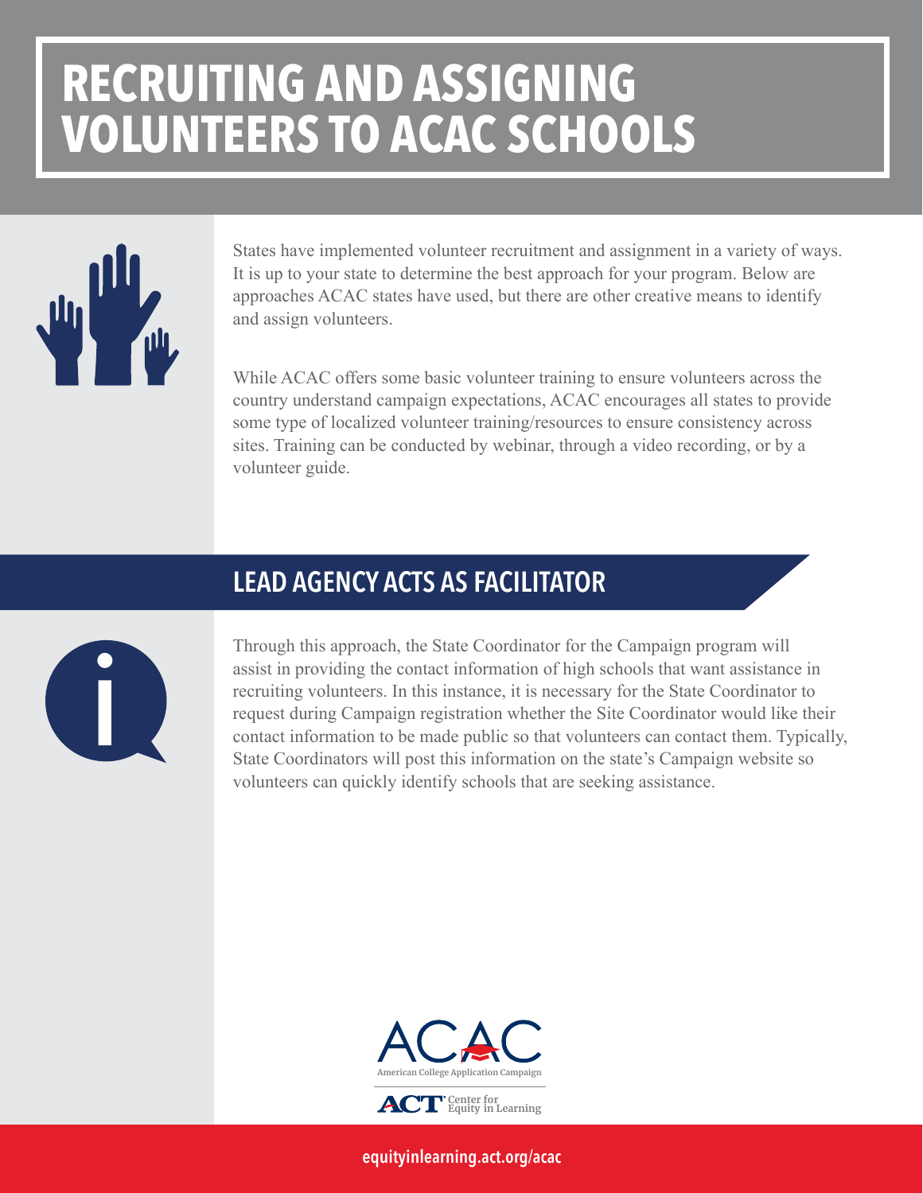# RECRUITING AND ASSIGNING VOLUNTEERS TO ACAC SCHOOLS

States have implemented volunteer recruitment and assignment in a variety of ways. It is up to your state to determine the best approach for your program. Below are approaches ACAC states have used, but there are other creative means to identify and assign volunteers.

While ACAC offers some basic volunteer training to ensure volunteers across the country understand campaign expectations, ACAC encourages all states to provide some type of localized volunteer training/resources to ensure consistency across sites. Training can be conducted by webinar, through a video recording, or by a volunteer guide.

## LEAD AGENCY ACTS AS FACILITATOR

Through this approach, the State Coordinator for the Campaign program will assist in providing the contact information of high schools that want assistance in recruiting volunteers. In this instance, it is necessary for the State Coordinator to request during Campaign registration whether the Site Coordinator would like their contact information to be made public so that volunteers can contact them. Typically, State Coordinators will post this information on the state's Campaign website so volunteers can quickly identify schools that are seeking assistance.

ACAC
American College Application Campaign

ACT Center for Equity in Learning

equityinlearning.act.org/acac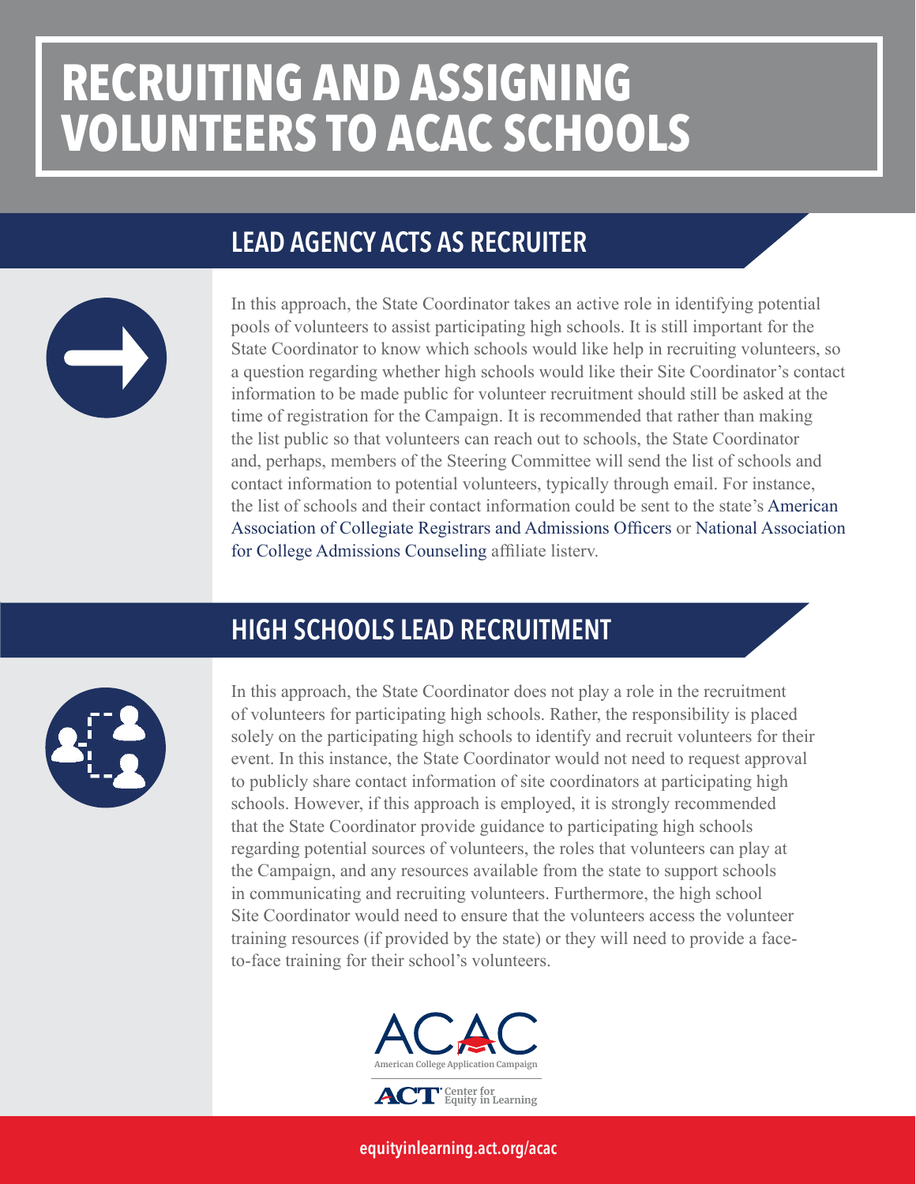# RECRUITING AND ASSIGNING VOLUNTEERS TO ACAC SCHOOLS

## LEAD AGENCY ACTS AS RECRUITER

In this approach, the State Coordinator takes an active role in identifying potential pools of volunteers to assist participating high schools. It is still important for the State Coordinator to know which schools would like help in recruiting volunteers, so a question regarding whether high schools would like their Site Coordinator's contact information to be made public for volunteer recruitment should still be asked at the time of registration for the Campaign. It is recommended that rather than making the list public so that volunteers can reach out to schools, the State Coordinator and, perhaps, members of the Steering Committee will send the list of schools and contact information to potential volunteers, typically through email. For instance, the list of schools and their contact information could be sent to the state's American Association of Collegiate Registrars and Admissions Officers or National Association for College Admissions Counseling affiliate listerv.

## HIGH SCHOOLS LEAD RECRUITMENT

In this approach, the State Coordinator does not play a role in the recruitment of volunteers for participating high schools. Rather, the responsibility is placed solely on the participating high schools to identify and recruit volunteers for their event. In this instance, the State Coordinator would not need to request approval to publicly share contact information of site coordinators at participating high schools. However, if this approach is employed, it is strongly recommended that the State Coordinator provide guidance to participating high schools regarding potential sources of volunteers, the roles that volunteers can play at the Campaign, and any resources available from the state to support schools in communicating and recruiting volunteers. Furthermore, the high school Site Coordinator would need to ensure that the volunteers access the volunteer training resources (if provided by the state) or they will need to provide a face-to-face training for their school's volunteers.

ACAC
American College Application Campaign

ACT Center for Equity in Learning

equityinlearning.act.org/acac